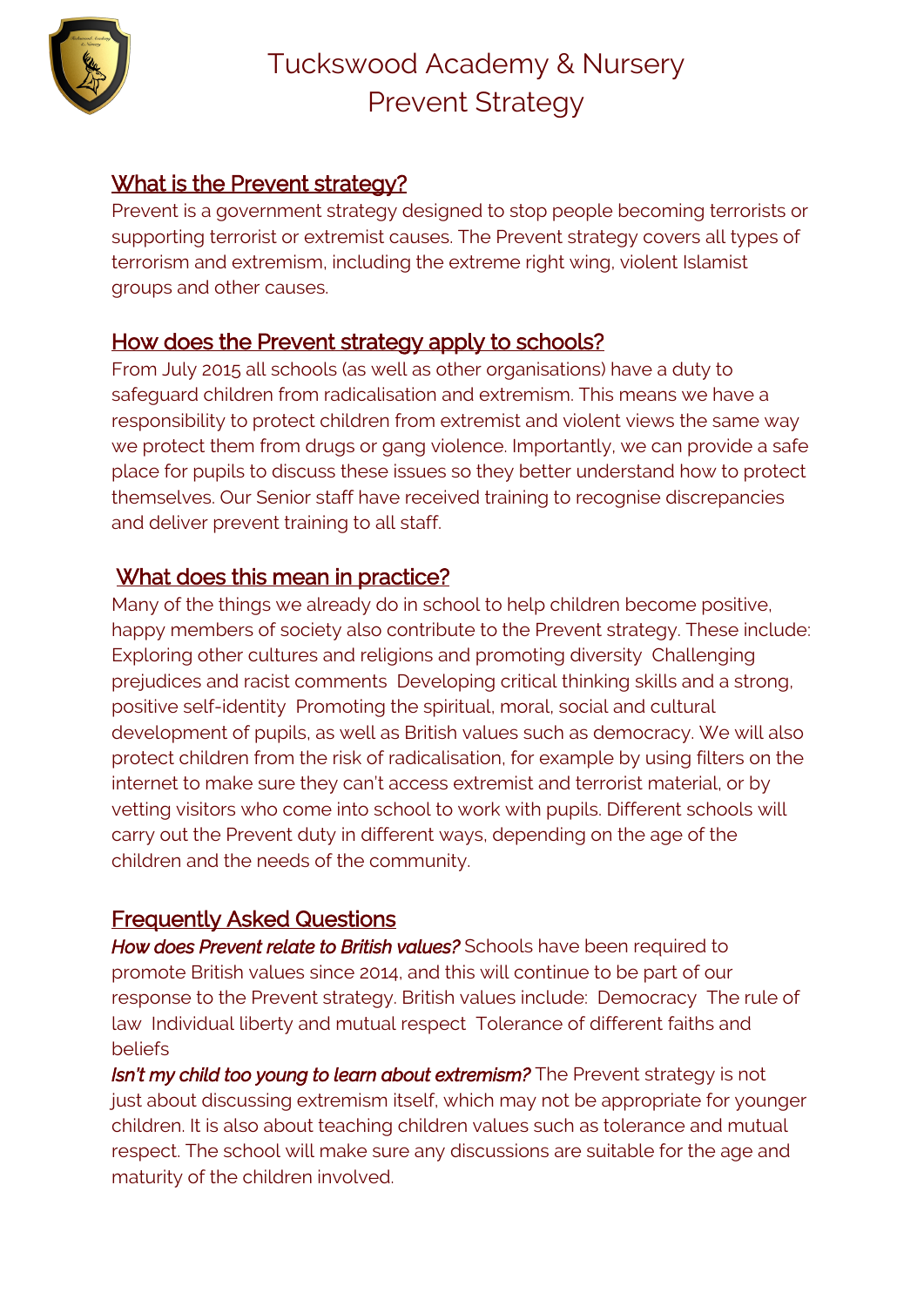# Tuckswood Academy & Nursery
# Prevent Strategy

## What is the Prevent strategy?

Prevent is a government strategy designed to stop people becoming terrorists or supporting terrorist or extremist causes. The Prevent strategy covers all types of terrorism and extremism, including the extreme right wing, violent Islamist groups and other causes.

## How does the Prevent strategy apply to schools?

From July 2015 all schools (as well as other organisations) have a duty to safeguard children from radicalisation and extremism. This means we have a responsibility to protect children from extremist and violent views the same way we protect them from drugs or gang violence. Importantly, we can provide a safe place for pupils to discuss these issues so they better understand how to protect themselves. Our Senior staff have received training to recognise discrepancies and deliver prevent training to all staff.

## What does this mean in practice?

Many of the things we already do in school to help children become positive, happy members of society also contribute to the Prevent strategy. These include: Exploring other cultures and religions and promoting diversity  Challenging prejudices and racist comments  Developing critical thinking skills and a strong, positive self-identity  Promoting the spiritual, moral, social and cultural development of pupils, as well as British values such as democracy. We will also protect children from the risk of radicalisation, for example by using filters on the internet to make sure they can't access extremist and terrorist material, or by vetting visitors who come into school to work with pupils. Different schools will carry out the Prevent duty in different ways, depending on the age of the children and the needs of the community.

## Frequently Asked Questions

***How does Prevent relate to British values?*** Schools have been required to promote British values since 2014, and this will continue to be part of our response to the Prevent strategy. British values include:  Democracy  The rule of law  Individual liberty and mutual respect  Tolerance of different faiths and beliefs

***Isn't my child too young to learn about extremism?*** The Prevent strategy is not just about discussing extremism itself, which may not be appropriate for younger children. It is also about teaching children values such as tolerance and mutual respect. The school will make sure any discussions are suitable for the age and maturity of the children involved.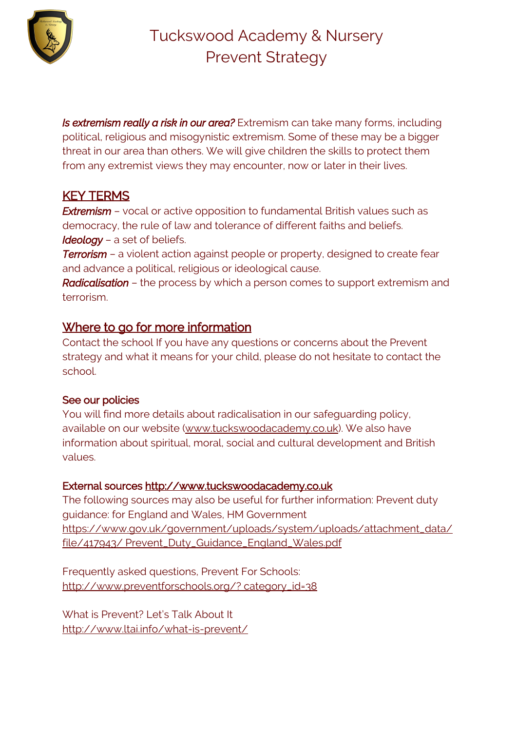# Tuckswood Academy & Nursery Prevent Strategy

***Is extremism really a risk in our area?*** Extremism can take many forms, including political, religious and misogynistic extremism. Some of these may be a bigger threat in our area than others. We will give children the skills to protect them from any extremist views they may encounter, now or later in their lives.

## KEY TERMS

***Extremism*** – vocal or active opposition to fundamental British values such as democracy, the rule of law and tolerance of different faiths and beliefs.
***Ideology*** – a set of beliefs.
***Terrorism*** – a violent action against people or property, designed to create fear and advance a political, religious or ideological cause.
***Radicalisation*** – the process by which a person comes to support extremism and terrorism.

## Where to go for more information

Contact the school If you have any questions or concerns about the Prevent strategy and what it means for your child, please do not hesitate to contact the school.

### See our policies

You will find more details about radicalisation in our safeguarding policy, available on our website (www.tuckswoodacademy.co.uk). We also have information about spiritual, moral, social and cultural development and British values.

### External sources http://www.tuckswoodacademy.co.uk

The following sources may also be useful for further information: Prevent duty guidance: for England and Wales, HM Government https://www.gov.uk/government/uploads/system/uploads/attachment_data/file/417943/ Prevent_Duty_Guidance_England_Wales.pdf

Frequently asked questions, Prevent For Schools: http://www.preventforschools.org/? category_id=38

What is Prevent? Let's Talk About It http://www.ltai.info/what-is-prevent/